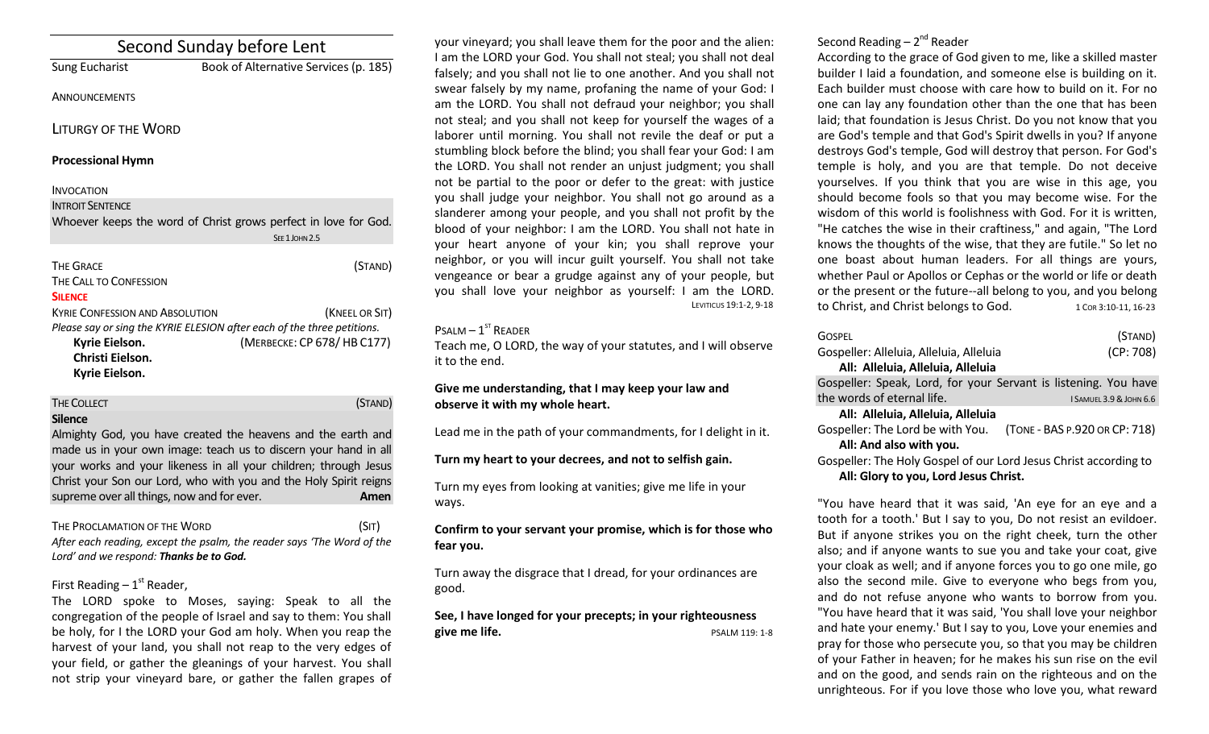# Second Sunday before Lent

Sung Eucharist — Book of Alternative Services (p. 185)

ANNOUNCEMENTS

## LITURGY OF THE WORD

**Processional Hymn**

INVOCATION

INTROIT SENTENCE

Whoever keeps the word of Christ grows perfect in love for God.
SEE 1 JOHN 2.5

THE GRACE (STAND)

THE CALL TO CONFESSION

**SILENCE**

KYRIE CONFESSION AND ABSOLUTION (KNEEL OR SIT)

*Please say or sing the KYRIE ELESION after each of the three petitions.*

**Kyrie Eielson.** (MERBECKE: CP 678/ HB C177)
**Christi Eielson.**
**Kyrie Eielson.**

THE COLLECT (STAND)

**Silence**

Almighty God, you have created the heavens and the earth and made us in your own image: teach us to discern your hand in all your works and your likeness in all your children; through Jesus Christ your Son our Lord, who with you and the Holy Spirit reigns supreme over all things, now and for ever. **Amen**

THE PROCLAMATION OF THE WORD (SIT)

*After each reading, except the psalm, the reader says 'The Word of the Lord' and we respond: **Thanks be to God.***

First Reading – 1st Reader,

The LORD spoke to Moses, saying: Speak to all the congregation of the people of Israel and say to them: You shall be holy, for I the LORD your God am holy. When you reap the harvest of your land, you shall not reap to the very edges of your field, or gather the gleanings of your harvest. You shall not strip your vineyard bare, or gather the fallen grapes of your vineyard; you shall leave them for the poor and the alien: I am the LORD your God. You shall not steal; you shall not deal falsely; and you shall not lie to one another. And you shall not swear falsely by my name, profaning the name of your God: I am the LORD. You shall not defraud your neighbor; you shall not steal; and you shall not keep for yourself the wages of a laborer until morning. You shall not revile the deaf or put a stumbling block before the blind; you shall fear your God: I am the LORD. You shall not render an unjust judgment; you shall not be partial to the poor or defer to the great: with justice you shall judge your neighbor. You shall not go around as a slanderer among your people, and you shall not profit by the blood of your neighbor: I am the LORD. You shall not hate in your heart anyone of your kin; you shall reprove your neighbor, or you will incur guilt yourself. You shall not take vengeance or bear a grudge against any of your people, but you shall love your neighbor as yourself: I am the LORD.
LEVITICUS 19:1-2, 9-18

PSALM – 1ST READER

Teach me, O LORD, the way of your statutes, and I will observe it to the end.

**Give me understanding, that I may keep your law and observe it with my whole heart.**

Lead me in the path of your commandments, for I delight in it.

**Turn my heart to your decrees, and not to selfish gain.**

Turn my eyes from looking at vanities; give me life in your ways.

**Confirm to your servant your promise, which is for those who fear you.**

Turn away the disgrace that I dread, for your ordinances are good.

**See, I have longed for your precepts; in your righteousness give me life.**
PSALM 119: 1-8

Second Reading – 2nd Reader

According to the grace of God given to me, like a skilled master builder I laid a foundation, and someone else is building on it. Each builder must choose with care how to build on it. For no one can lay any foundation other than the one that has been laid; that foundation is Jesus Christ. Do you not know that you are God's temple and that God's Spirit dwells in you? If anyone destroys God's temple, God will destroy that person. For God's temple is holy, and you are that temple. Do not deceive yourselves. If you think that you are wise in this age, you should become fools so that you may become wise. For the wisdom of this world is foolishness with God. For it is written, "He catches the wise in their craftiness," and again, "The Lord knows the thoughts of the wise, that they are futile." So let no one boast about human leaders. For all things are yours, whether Paul or Apollos or Cephas or the world or life or death or the present or the future--all belong to you, and you belong to Christ, and Christ belongs to God.
1 COR 3:10-11, 16-23

GOSPEL (STAND)

Gospeller: Alleluia, Alleluia, Alleluia (CP: 708)

**All: Alleluia, Alleluia, Alleluia**

Gospeller: Speak, Lord, for your Servant is listening. You have the words of eternal life.
I SAMUEL 3.9 & JOHN 6.6

**All: Alleluia, Alleluia, Alleluia**

Gospeller: The Lord be with You. (TONE - BAS P.920 OR CP: 718)

**All: And also with you.**

Gospeller: The Holy Gospel of our Lord Jesus Christ according to

**All: Glory to you, Lord Jesus Christ.**

"You have heard that it was said, 'An eye for an eye and a tooth for a tooth.' But I say to you, Do not resist an evildoer. But if anyone strikes you on the right cheek, turn the other also; and if anyone wants to sue you and take your coat, give your cloak as well; and if anyone forces you to go one mile, go also the second mile. Give to everyone who begs from you, and do not refuse anyone who wants to borrow from you. "You have heard that it was said, 'You shall love your neighbor and hate your enemy.' But I say to you, Love your enemies and pray for those who persecute you, so that you may be children of your Father in heaven; for he makes his sun rise on the evil and on the good, and sends rain on the righteous and on the unrighteous. For if you love those who love you, what reward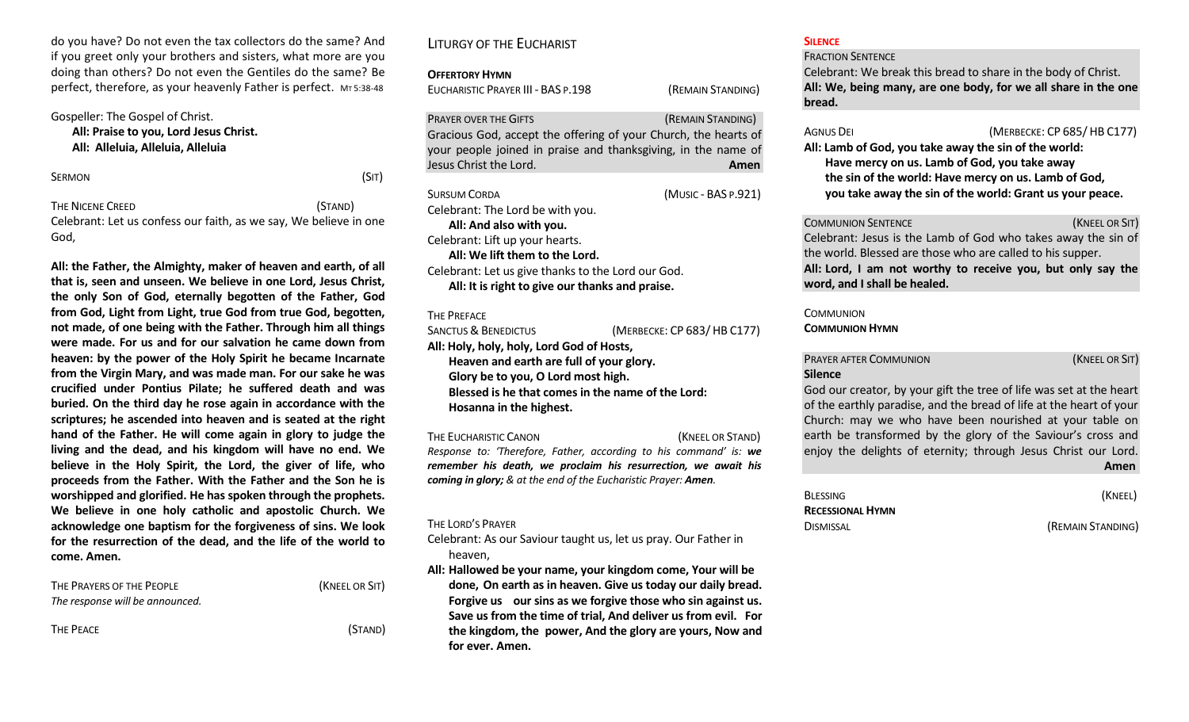do you have? Do not even the tax collectors do the same? And if you greet only your brothers and sisters, what more are you doing than others? Do not even the Gentiles do the same? Be perfect, therefore, as your heavenly Father is perfect. MT 5:38-48

Gospeller: The Gospel of Christ.

**All: Praise to you, Lord Jesus Christ.**
**All: Alleluia, Alleluia, Alleluia**

SERMON (SIT)

THE NICENE CREED (STAND)

Celebrant: Let us confess our faith, as we say, We believe in one God,

**All: the Father, the Almighty, maker of heaven and earth, of all that is, seen and unseen. We believe in one Lord, Jesus Christ, the only Son of God, eternally begotten of the Father, God from God, Light from Light, true God from true God, begotten, not made, of one being with the Father. Through him all things were made. For us and for our salvation he came down from heaven: by the power of the Holy Spirit he became Incarnate from the Virgin Mary, and was made man. For our sake he was crucified under Pontius Pilate; he suffered death and was buried. On the third day he rose again in accordance with the scriptures; he ascended into heaven and is seated at the right hand of the Father. He will come again in glory to judge the living and the dead, and his kingdom will have no end. We believe in the Holy Spirit, the Lord, the giver of life, who proceeds from the Father. With the Father and the Son he is worshipped and glorified. He has spoken through the prophets. We believe in one holy catholic and apostolic Church. We acknowledge one baptism for the forgiveness of sins. We look for the resurrection of the dead, and the life of the world to come. Amen.**

THE PRAYERS OF THE PEOPLE (KNEEL OR SIT)

*The response will be announced.*

THE PEACE (STAND)

## LITURGY OF THE EUCHARIST

**OFFERTORY HYMN**

EUCHARISTIC PRAYER III - BAS P.198 (REMAIN STANDING)

PRAYER OVER THE GIFTS (REMAIN STANDING)

Gracious God, accept the offering of your Church, the hearts of your people joined in praise and thanksgiving, in the name of Jesus Christ the Lord. **Amen**

SURSUM CORDA (MUSIC - BAS P.921)

Celebrant: The Lord be with you.
**All: And also with you.**
Celebrant: Lift up your hearts.
**All: We lift them to the Lord.**
Celebrant: Let us give thanks to the Lord our God.
**All: It is right to give our thanks and praise.**

THE PREFACE

SANCTUS & BENEDICTUS (MERBECKE: CP 683/ HB C177)

**All: Holy, holy, holy, Lord God of Hosts,**
**Heaven and earth are full of your glory.**
**Glory be to you, O Lord most high.**
**Blessed is he that comes in the name of the Lord:**
**Hosanna in the highest.**

THE EUCHARISTIC CANON (KNEEL OR STAND)

*Response to: 'Therefore, Father, according to his command' is:* ***we remember his death, we proclaim his resurrection, we await his coming in glory;*** *& at the end of the Eucharistic Prayer:* ***Amen****.*

THE LORD'S PRAYER

Celebrant: As our Saviour taught us, let us pray. Our Father in heaven,

**All: Hallowed be your name, your kingdom come, Your will be done, On earth as in heaven. Give us today our daily bread. Forgive us our sins as we forgive those who sin against us. Save us from the time of trial, And deliver us from evil. For the kingdom, the power, And the glory are yours, Now and for ever. Amen.**

**SILENCE**

FRACTION SENTENCE

Celebrant: We break this bread to share in the body of Christ.
**All: We, being many, are one body, for we all share in the one bread.**

AGNUS DEI (MERBECKE: CP 685/ HB C177)

**All: Lamb of God, you take away the sin of the world:**
**Have mercy on us. Lamb of God, you take away**
**the sin of the world: Have mercy on us. Lamb of God,**
**you take away the sin of the world: Grant us your peace.**

COMMUNION SENTENCE (KNEEL OR SIT)

Celebrant: Jesus is the Lamb of God who takes away the sin of the world. Blessed are those who are called to his supper.
**All: Lord, I am not worthy to receive you, but only say the word, and I shall be healed.**

COMMUNION

**COMMUNION HYMN**

PRAYER AFTER COMMUNION (KNEEL OR SIT)

**Silence**

God our creator, by your gift the tree of life was set at the heart of the earthly paradise, and the bread of life at the heart of your Church: may we who have been nourished at your table on earth be transformed by the glory of the Saviour's cross and enjoy the delights of eternity; through Jesus Christ our Lord. **Amen**

BLESSING (KNEEL)

**RECESSIONAL HYMN**

DISMISSAL (REMAIN STANDING)